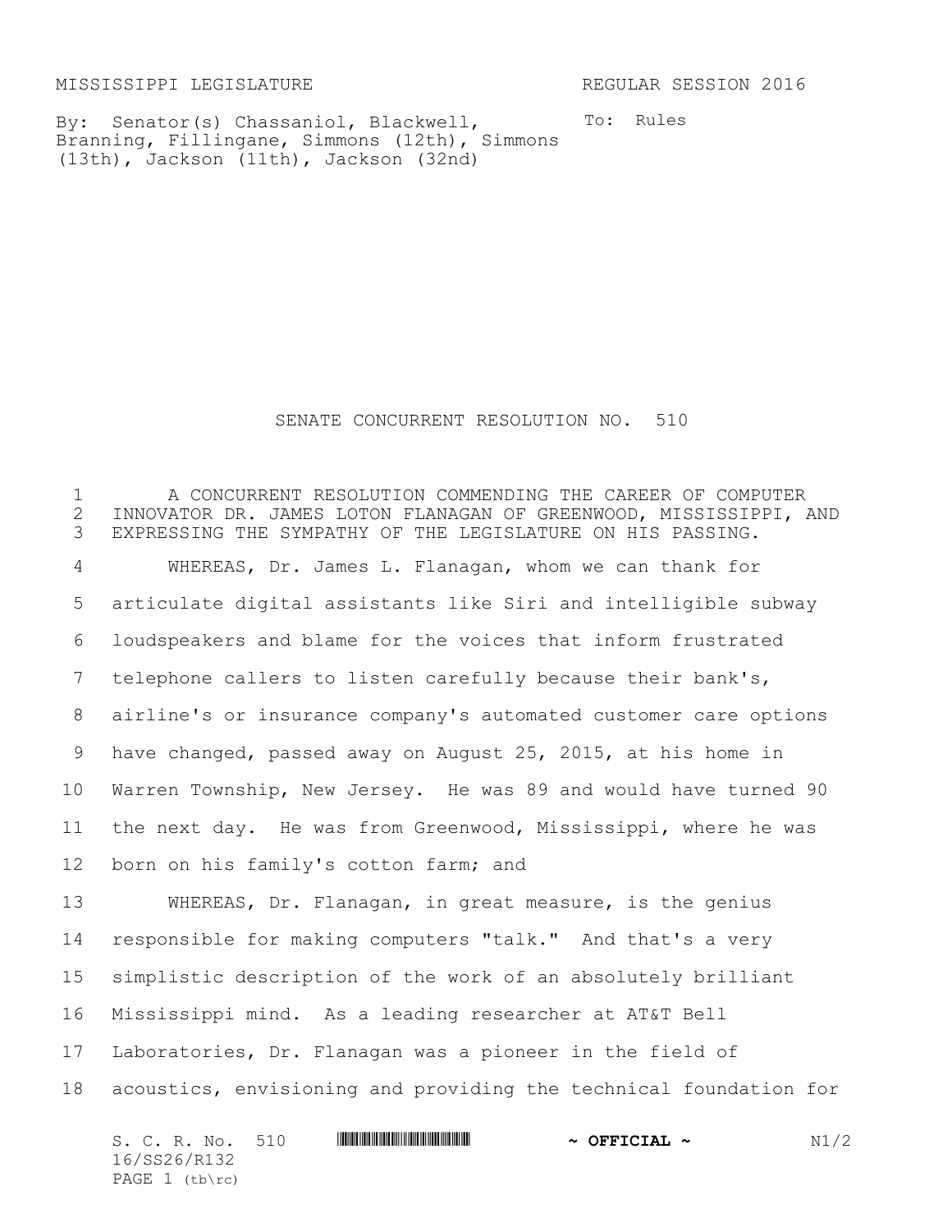MISSISSIPPI LEGISLATURE REGULAR SESSION 2016

By: Senator(s) Chassaniol, Blackwell, Branning, Fillingane, Simmons (12th), Simmons (13th), Jackson (11th), Jackson (32nd)

To: Rules

# SENATE CONCURRENT RESOLUTION NO. 510

A CONCURRENT RESOLUTION COMMENDING THE CAREER OF COMPUTER INNOVATOR DR. JAMES LOTON FLANAGAN OF GREENWOOD, MISSISSIPPI, AND EXPRESSING THE SYMPATHY OF THE LEGISLATURE ON HIS PASSING.

WHEREAS, Dr. James L. Flanagan, whom we can thank for articulate digital assistants like Siri and intelligible subway loudspeakers and blame for the voices that inform frustrated telephone callers to listen carefully because their bank's, airline's or insurance company's automated customer care options have changed, passed away on August 25, 2015, at his home in Warren Township, New Jersey. He was 89 and would have turned 90 the next day. He was from Greenwood, Mississippi, where he was born on his family's cotton farm; and

WHEREAS, Dr. Flanagan, in great measure, is the genius responsible for making computers "talk." And that's a very simplistic description of the work of an absolutely brilliant Mississippi mind. As a leading researcher at AT&T Bell Laboratories, Dr. Flanagan was a pioneer in the field of acoustics, envisioning and providing the technical foundation for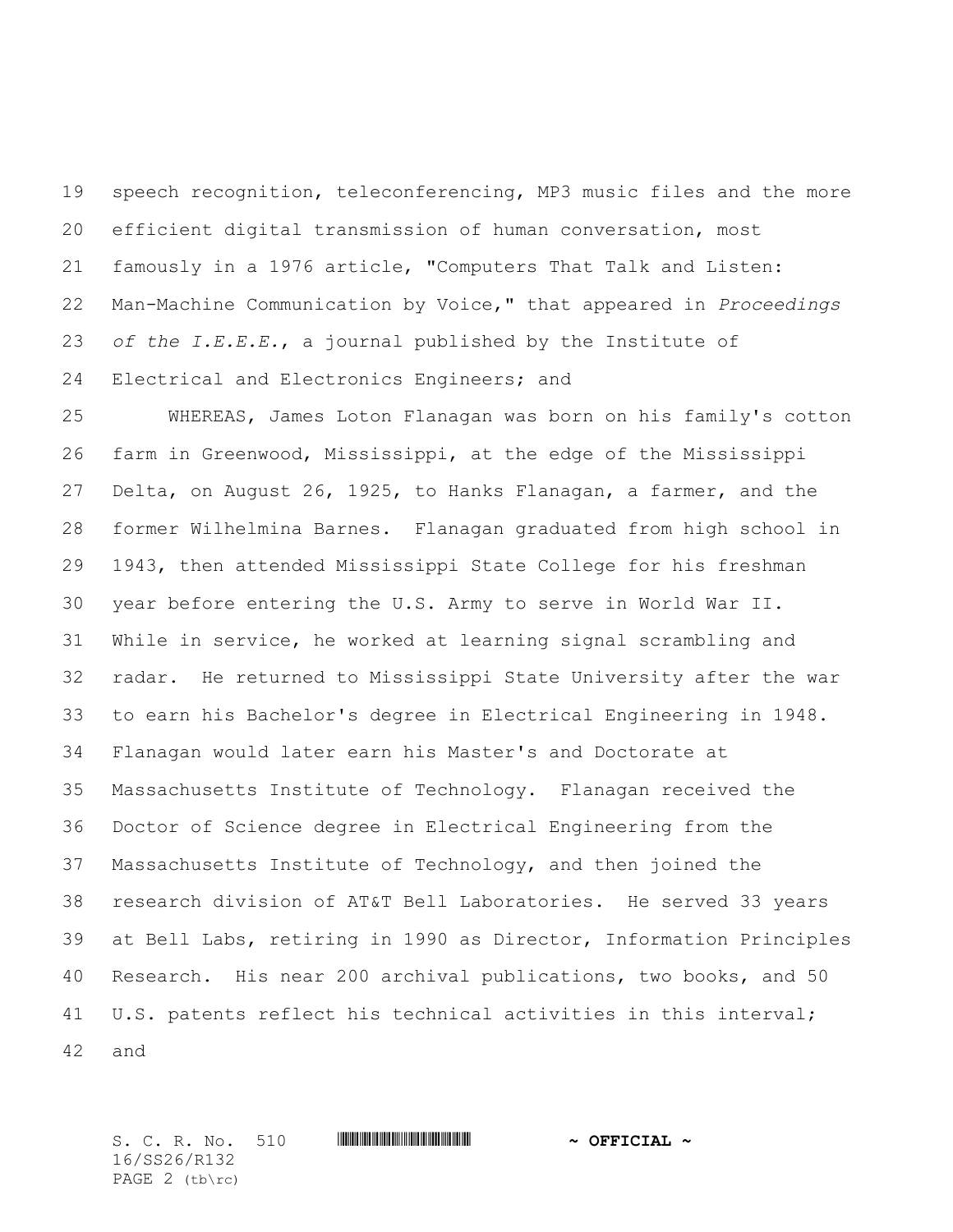speech recognition, teleconferencing, MP3 music files and the more efficient digital transmission of human conversation, most famously in a 1976 article, "Computers That Talk and Listen: Man-Machine Communication by Voice," that appeared in *Proceedings of the I.E.E.E.*, a journal published by the Institute of Electrical and Electronics Engineers; and

WHEREAS, James Loton Flanagan was born on his family's cotton farm in Greenwood, Mississippi, at the edge of the Mississippi Delta, on August 26, 1925, to Hanks Flanagan, a farmer, and the former Wilhelmina Barnes. Flanagan graduated from high school in 1943, then attended Mississippi State College for his freshman year before entering the U.S. Army to serve in World War II. While in service, he worked at learning signal scrambling and radar. He returned to Mississippi State University after the war to earn his Bachelor's degree in Electrical Engineering in 1948. Flanagan would later earn his Master's and Doctorate at Massachusetts Institute of Technology. Flanagan received the Doctor of Science degree in Electrical Engineering from the Massachusetts Institute of Technology, and then joined the research division of AT&T Bell Laboratories. He served 33 years at Bell Labs, retiring in 1990 as Director, Information Principles Research. His near 200 archival publications, two books, and 50 U.S. patents reflect his technical activities in this interval; and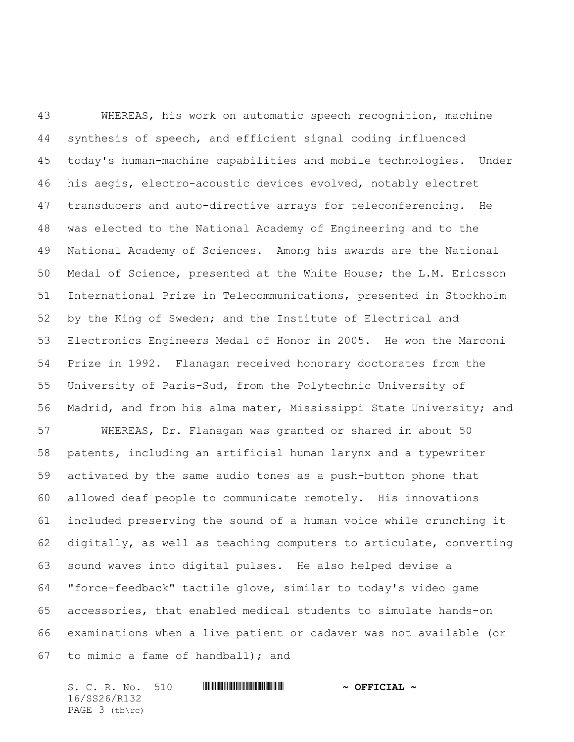WHEREAS, his work on automatic speech recognition, machine synthesis of speech, and efficient signal coding influenced today's human-machine capabilities and mobile technologies. Under his aegis, electro-acoustic devices evolved, notably electret transducers and auto-directive arrays for teleconferencing. He was elected to the National Academy of Engineering and to the National Academy of Sciences. Among his awards are the National Medal of Science, presented at the White House; the L.M. Ericsson International Prize in Telecommunications, presented in Stockholm by the King of Sweden; and the Institute of Electrical and Electronics Engineers Medal of Honor in 2005. He won the Marconi Prize in 1992. Flanagan received honorary doctorates from the University of Paris-Sud, from the Polytechnic University of Madrid, and from his alma mater, Mississippi State University; and

WHEREAS, Dr. Flanagan was granted or shared in about 50 patents, including an artificial human larynx and a typewriter activated by the same audio tones as a push-button phone that allowed deaf people to communicate remotely. His innovations included preserving the sound of a human voice while crunching it digitally, as well as teaching computers to articulate, converting sound waves into digital pulses. He also helped devise a "force-feedback" tactile glove, similar to today's video game accessories, that enabled medical students to simulate hands-on examinations when a live patient or cadaver was not available (or to mimic a fame of handball); and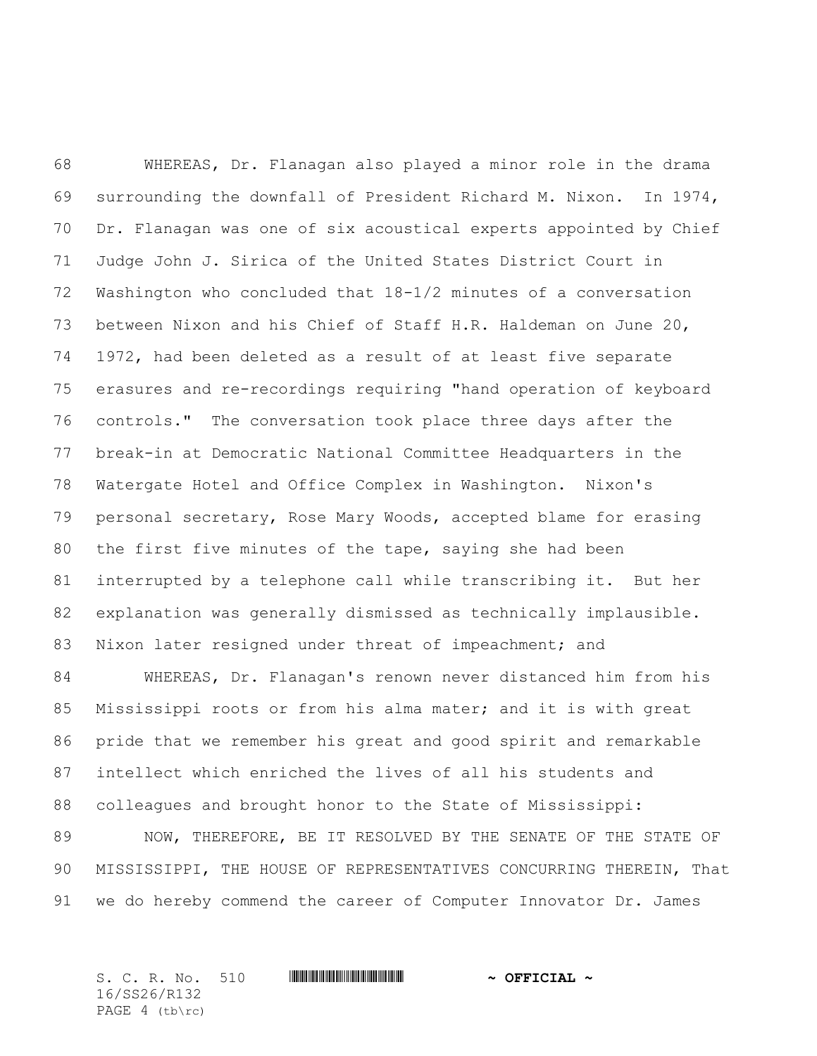WHEREAS, Dr. Flanagan also played a minor role in the drama surrounding the downfall of President Richard M. Nixon. In 1974, Dr. Flanagan was one of six acoustical experts appointed by Chief Judge John J. Sirica of the United States District Court in Washington who concluded that 18-1/2 minutes of a conversation between Nixon and his Chief of Staff H.R. Haldeman on June 20, 1972, had been deleted as a result of at least five separate erasures and re-recordings requiring "hand operation of keyboard controls." The conversation took place three days after the break-in at Democratic National Committee Headquarters in the Watergate Hotel and Office Complex in Washington. Nixon's personal secretary, Rose Mary Woods, accepted blame for erasing the first five minutes of the tape, saying she had been interrupted by a telephone call while transcribing it. But her explanation was generally dismissed as technically implausible. Nixon later resigned under threat of impeachment; and

WHEREAS, Dr. Flanagan's renown never distanced him from his Mississippi roots or from his alma mater; and it is with great pride that we remember his great and good spirit and remarkable intellect which enriched the lives of all his students and colleagues and brought honor to the State of Mississippi:

NOW, THEREFORE, BE IT RESOLVED BY THE SENATE OF THE STATE OF MISSISSIPPI, THE HOUSE OF REPRESENTATIVES CONCURRING THEREIN, That we do hereby commend the career of Computer Innovator Dr. James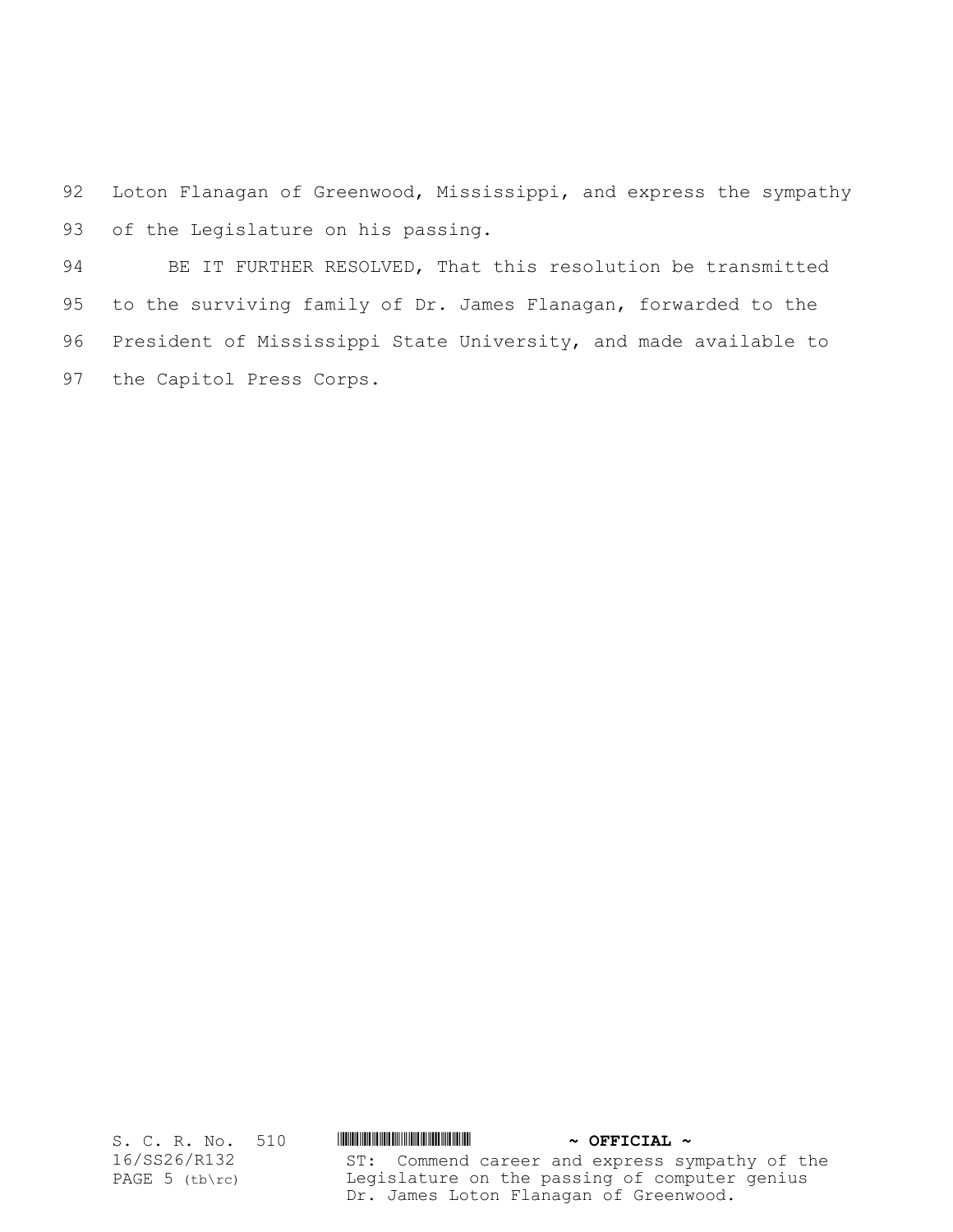Loton Flanagan of Greenwood, Mississippi, and express the sympathy of the Legislature on his passing.

BE IT FURTHER RESOLVED, That this resolution be transmitted to the surviving family of Dr. James Flanagan, forwarded to the President of Mississippi State University, and made available to the Capitol Press Corps.

S. C. R. No. 510
16/SS26/R132

**~ OFFICIAL ~**

ST: Commend career and express sympathy of the Legislature on the passing of computer genius Dr. James Loton Flanagan of Greenwood.